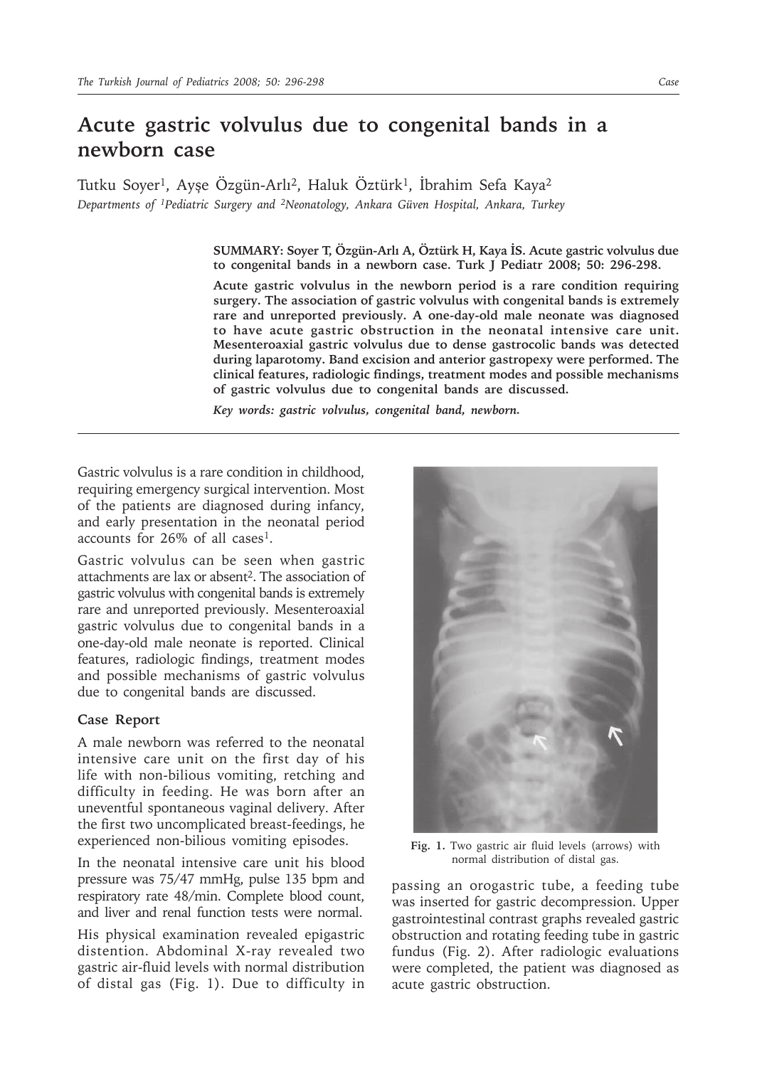# Acute gastric volvulus due to congenital bands in a newborn case

Tutku Soyer[1], Ayşe Özgün-Arlı[2], Haluk Öztürk[1], İbrahim Sefa Kaya[2]

*Departments of [1]Pediatric Surgery and [2]Neonatology, Ankara Güven Hospital, Ankara, Turkey*

**SUMMARY: Soyer T, Özgün-Arlı A, Öztürk H, Kaya İS. Acute gastric volvulus due to congenital bands in a newborn case. Turk J Pediatr 2008; 50: 296-298.**

**Acute gastric volvulus in the newborn period is a rare condition requiring surgery. The association of gastric volvulus with congenital bands is extremely rare and unreported previously. A one-day-old male neonate was diagnosed to have acute gastric obstruction in the neonatal intensive care unit. Mesenteroaxial gastric volvulus due to dense gastrocolic bands was detected during laparotomy. Band excision and anterior gastropexy were performed. The clinical features, radiologic findings, treatment modes and possible mechanisms of gastric volvulus due to congenital bands are discussed.**

***Key words: gastric volvulus, congenital band, newborn.***

---

Gastric volvulus is a rare condition in childhood, requiring emergency surgical intervention. Most of the patients are diagnosed during infancy, and early presentation in the neonatal period accounts for 26% of all cases[1].

Gastric volvulus can be seen when gastric attachments are lax or absent[2]. The association of gastric volvulus with congenital bands is extremely rare and unreported previously. Mesenteroaxial gastric volvulus due to congenital bands in a one-day-old male neonate is reported. Clinical features, radiologic findings, treatment modes and possible mechanisms of gastric volvulus due to congenital bands are discussed.

### Case Report

A male newborn was referred to the neonatal intensive care unit on the first day of his life with non-bilious vomiting, retching and difficulty in feeding. He was born after an uneventful spontaneous vaginal delivery. After the first two uncomplicated breast-feedings, he experienced non-bilious vomiting episodes.

In the neonatal intensive care unit his blood pressure was 75/47 mmHg, pulse 135 bpm and respiratory rate 48/min. Complete blood count, and liver and renal function tests were normal.

His physical examination revealed epigastric distention. Abdominal X-ray revealed two gastric air-fluid levels with normal distribution of distal gas (Fig. 1). Due to difficulty in passing an orogastric tube, a feeding tube was inserted for gastric decompression. Upper gastrointestinal contrast graphs revealed gastric obstruction and rotating feeding tube in gastric fundus (Fig. 2). After radiologic evaluations were completed, the patient was diagnosed as acute gastric obstruction.

**Fig. 1.** Two gastric air fluid levels (arrows) with normal distribution of distal gas.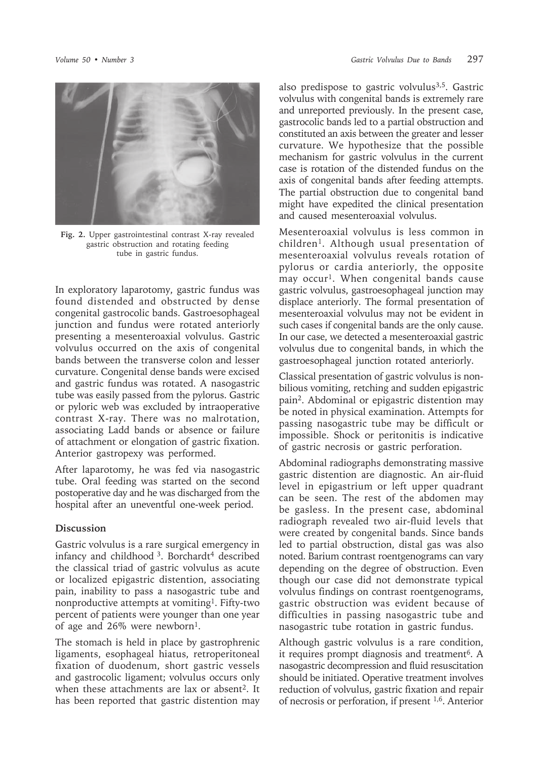Fig. 2. Upper gastrointestinal contrast X-ray revealed gastric obstruction and rotating feeding tube in gastric fundus.

In exploratory laparotomy, gastric fundus was found distended and obstructed by dense congenital gastrocolic bands. Gastroesophageal junction and fundus were rotated anteriorly presenting a mesenteroaxial volvulus. Gastric volvulus occurred on the axis of congenital bands between the transverse colon and lesser curvature. Congenital dense bands were excised and gastric fundus was rotated. A nasogastric tube was easily passed from the pylorus. Gastric or pyloric web was excluded by intraoperative contrast X-ray. There was no malrotation, associating Ladd bands or absence or failure of attachment or elongation of gastric fixation. Anterior gastropexy was performed.

After laparotomy, he was fed via nasogastric tube. Oral feeding was started on the second postoperative day and he was discharged from the hospital after an uneventful one-week period.

## Discussion

Gastric volvulus is a rare surgical emergency in infancy and childhood [3]. Borchardt[4] described the classical triad of gastric volvulus as acute or localized epigastric distention, associating pain, inability to pass a nasogastric tube and nonproductive attempts at vomiting[1]. Fifty-two percent of patients were younger than one year of age and 26% were newborn[1].

The stomach is held in place by gastrophrenic ligaments, esophageal hiatus, retroperitoneal fixation of duodenum, short gastric vessels and gastrocolic ligament; volvulus occurs only when these attachments are lax or absent[2]. It has been reported that gastric distention may also predispose to gastric volvulus[3,5]. Gastric volvulus with congenital bands is extremely rare and unreported previously. In the present case, gastrocolic bands led to a partial obstruction and constituted an axis between the greater and lesser curvature. We hypothesize that the possible mechanism for gastric volvulus in the current case is rotation of the distended fundus on the axis of congenital bands after feeding attempts. The partial obstruction due to congenital band might have expedited the clinical presentation and caused mesenteroaxial volvulus.

Mesenteroaxial volvulus is less common in children[1]. Although usual presentation of mesenteroaxial volvulus reveals rotation of pylorus or cardia anteriorly, the opposite may occur[1]. When congenital bands cause gastric volvulus, gastroesophageal junction may displace anteriorly. The formal presentation of mesenteroaxial volvulus may not be evident in such cases if congenital bands are the only cause. In our case, we detected a mesenteroaxial gastric volvulus due to congenital bands, in which the gastroesophageal junction rotated anteriorly.

Classical presentation of gastric volvulus is non-bilious vomiting, retching and sudden epigastric pain[2]. Abdominal or epigastric distention may be noted in physical examination. Attempts for passing nasogastric tube may be difficult or impossible. Shock or peritonitis is indicative of gastric necrosis or gastric perforation.

Abdominal radiographs demonstrating massive gastric distention are diagnostic. An air-fluid level in epigastrium or left upper quadrant can be seen. The rest of the abdomen may be gasless. In the present case, abdominal radiograph revealed two air-fluid levels that were created by congenital bands. Since bands led to partial obstruction, distal gas was also noted. Barium contrast roentgenograms can vary depending on the degree of obstruction. Even though our case did not demonstrate typical volvulus findings on contrast roentgenograms, gastric obstruction was evident because of difficulties in passing nasogastric tube and nasogastric tube rotation in gastric fundus.

Although gastric volvulus is a rare condition, it requires prompt diagnosis and treatment[6]. A nasogastric decompression and fluid resuscitation should be initiated. Operative treatment involves reduction of volvulus, gastric fixation and repair of necrosis or perforation, if present [1,6]. Anterior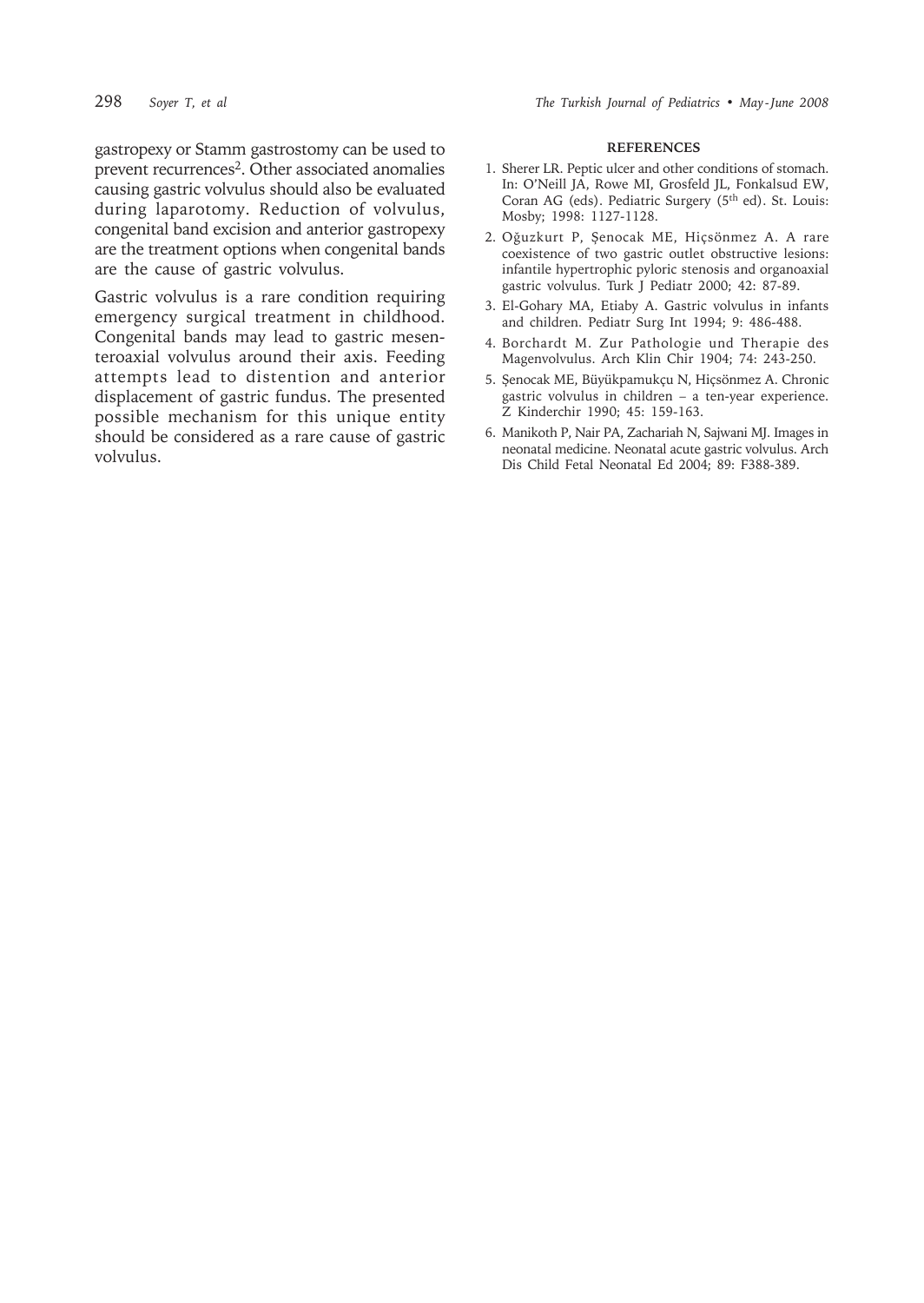gastropexy or Stamm gastrostomy can be used to prevent recurrences[2]. Other associated anomalies causing gastric volvulus should also be evaluated during laparotomy. Reduction of volvulus, congenital band excision and anterior gastropexy are the treatment options when congenital bands are the cause of gastric volvulus.

Gastric volvulus is a rare condition requiring emergency surgical treatment in childhood. Congenital bands may lead to gastric mesenteroaxial volvulus around their axis. Feeding attempts lead to distention and anterior displacement of gastric fundus. The presented possible mechanism for this unique entity should be considered as a rare cause of gastric volvulus.

## REFERENCES

1. Sherer LR. Peptic ulcer and other conditions of stomach. In: O'Neill JA, Rowe MI, Grosfeld JL, Fonkalsud EW, Coran AG (eds). Pediatric Surgery (5th ed). St. Louis: Mosby; 1998: 1127-1128.
2. Oğuzkurt P, Şenocak ME, Hiçsönmez A. A rare coexistence of two gastric outlet obstructive lesions: infantile hypertrophic pyloric stenosis and organoaxial gastric volvulus. Turk J Pediatr 2000; 42: 87-89.
3. El-Gohary MA, Etiaby A. Gastric volvulus in infants and children. Pediatr Surg Int 1994; 9: 486-488.
4. Borchardt M. Zur Pathologie und Therapie des Magenvolvulus. Arch Klin Chir 1904; 74: 243-250.
5. Şenocak ME, Büyükpamukçu N, Hiçsönmez A. Chronic gastric volvulus in children – a ten-year experience. Z Kinderchir 1990; 45: 159-163.
6. Manikoth P, Nair PA, Zachariah N, Sajwani MJ. Images in neonatal medicine. Neonatal acute gastric volvulus. Arch Dis Child Fetal Neonatal Ed 2004; 89: F388-389.